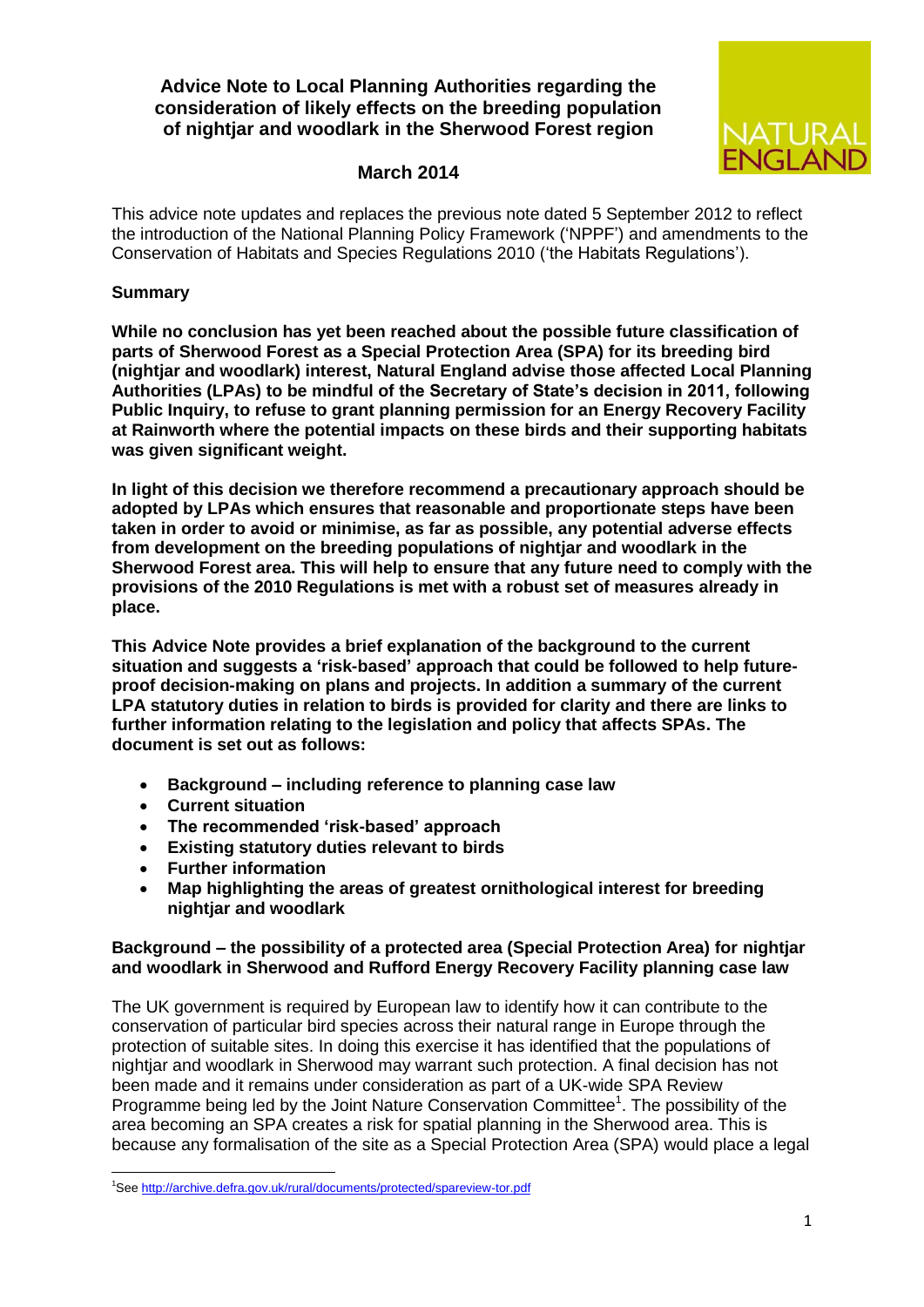# Advice Note to Local Planning Authorities regarding the consideration of likely effects on the breeding population of nightjar and woodlark in the Sherwood Forest region

**March 2014**

This advice note updates and replaces the previous note dated 5 September 2012 to reflect the introduction of the National Planning Policy Framework ('NPPF') and amendments to the Conservation of Habitats and Species Regulations 2010 ('the Habitats Regulations').

## Summary

**While no conclusion has yet been reached about the possible future classification of parts of Sherwood Forest as a Special Protection Area (SPA) for its breeding bird (nightjar and woodlark) interest, Natural England advise those affected Local Planning Authorities (LPAs) to be mindful of the Secretary of State's decision in 2011, following Public Inquiry, to refuse to grant planning permission for an Energy Recovery Facility at Rainworth where the potential impacts on these birds and their supporting habitats was given significant weight.**

**In light of this decision we therefore recommend a precautionary approach should be adopted by LPAs which ensures that reasonable and proportionate steps have been taken in order to avoid or minimise, as far as possible, any potential adverse effects from development on the breeding populations of nightjar and woodlark in the Sherwood Forest area. This will help to ensure that any future need to comply with the provisions of the 2010 Regulations is met with a robust set of measures already in place.**

**This Advice Note provides a brief explanation of the background to the current situation and suggests a 'risk-based' approach that could be followed to help future-proof decision-making on plans and projects. In addition a summary of the current LPA statutory duties in relation to birds is provided for clarity and there are links to further information relating to the legislation and policy that affects SPAs. The document is set out as follows:**

- **Background – including reference to planning case law**
- **Current situation**
- **The recommended 'risk-based' approach**
- **Existing statutory duties relevant to birds**
- **Further information**
- **Map highlighting the areas of greatest ornithological interest for breeding nightjar and woodlark**

### Background – the possibility of a protected area (Special Protection Area) for nightjar and woodlark in Sherwood and Rufford Energy Recovery Facility planning case law

The UK government is required by European law to identify how it can contribute to the conservation of particular bird species across their natural range in Europe through the protection of suitable sites. In doing this exercise it has identified that the populations of nightjar and woodlark in Sherwood may warrant such protection. A final decision has not been made and it remains under consideration as part of a UK-wide SPA Review Programme being led by the Joint Nature Conservation Committee[1]. The possibility of the area becoming an SPA creates a risk for spatial planning in the Sherwood area. This is because any formalisation of the site as a Special Protection Area (SPA) would place a legal

[1] See http://archive.defra.gov.uk/rural/documents/protected/spareview-tor.pdf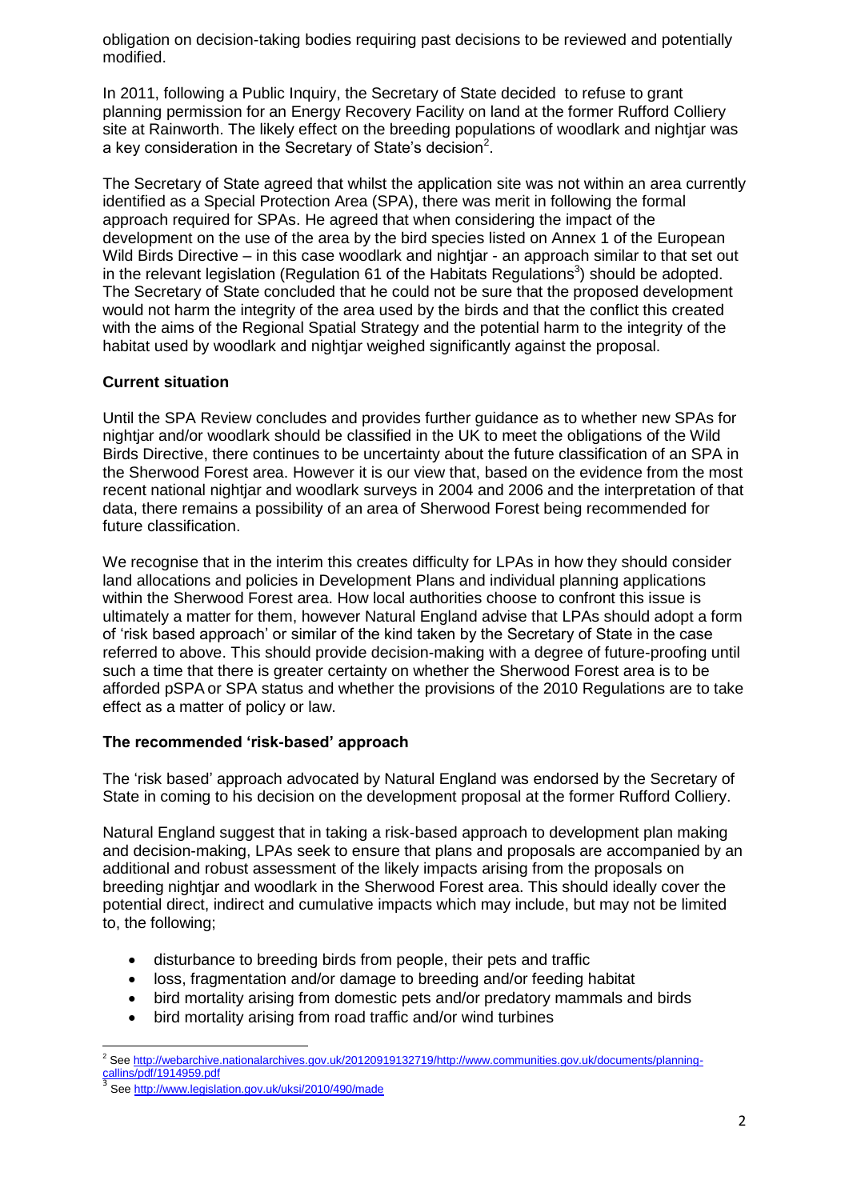obligation on decision-taking bodies requiring past decisions to be reviewed and potentially modified.

In 2011, following a Public Inquiry, the Secretary of State decided to refuse to grant planning permission for an Energy Recovery Facility on land at the former Rufford Colliery site at Rainworth. The likely effect on the breeding populations of woodlark and nightjar was a key consideration in the Secretary of State's decision[2].

The Secretary of State agreed that whilst the application site was not within an area currently identified as a Special Protection Area (SPA), there was merit in following the formal approach required for SPAs. He agreed that when considering the impact of the development on the use of the area by the bird species listed on Annex 1 of the European Wild Birds Directive – in this case woodlark and nightjar - an approach similar to that set out in the relevant legislation (Regulation 61 of the Habitats Regulations[3]) should be adopted. The Secretary of State concluded that he could not be sure that the proposed development would not harm the integrity of the area used by the birds and that the conflict this created with the aims of the Regional Spatial Strategy and the potential harm to the integrity of the habitat used by woodlark and nightjar weighed significantly against the proposal.

**Current situation**

Until the SPA Review concludes and provides further guidance as to whether new SPAs for nightjar and/or woodlark should be classified in the UK to meet the obligations of the Wild Birds Directive, there continues to be uncertainty about the future classification of an SPA in the Sherwood Forest area. However it is our view that, based on the evidence from the most recent national nightjar and woodlark surveys in 2004 and 2006 and the interpretation of that data, there remains a possibility of an area of Sherwood Forest being recommended for future classification.

We recognise that in the interim this creates difficulty for LPAs in how they should consider land allocations and policies in Development Plans and individual planning applications within the Sherwood Forest area. How local authorities choose to confront this issue is ultimately a matter for them, however Natural England advise that LPAs should adopt a form of 'risk based approach' or similar of the kind taken by the Secretary of State in the case referred to above. This should provide decision-making with a degree of future-proofing until such a time that there is greater certainty on whether the Sherwood Forest area is to be afforded pSPA or SPA status and whether the provisions of the 2010 Regulations are to take effect as a matter of policy or law.

**The recommended 'risk-based' approach**

The 'risk based' approach advocated by Natural England was endorsed by the Secretary of State in coming to his decision on the development proposal at the former Rufford Colliery.

Natural England suggest that in taking a risk-based approach to development plan making and decision-making, LPAs seek to ensure that plans and proposals are accompanied by an additional and robust assessment of the likely impacts arising from the proposals on breeding nightjar and woodlark in the Sherwood Forest area. This should ideally cover the potential direct, indirect and cumulative impacts which may include, but may not be limited to, the following;

- disturbance to breeding birds from people, their pets and traffic
- loss, fragmentation and/or damage to breeding and/or feeding habitat
- bird mortality arising from domestic pets and/or predatory mammals and birds
- bird mortality arising from road traffic and/or wind turbines

---

[2] See http://webarchive.nationalarchives.gov.uk/20120919132719/http://www.communities.gov.uk/documents/planning-callins/pdf/1914959.pdf

[3] See http://www.legislation.gov.uk/uksi/2010/490/made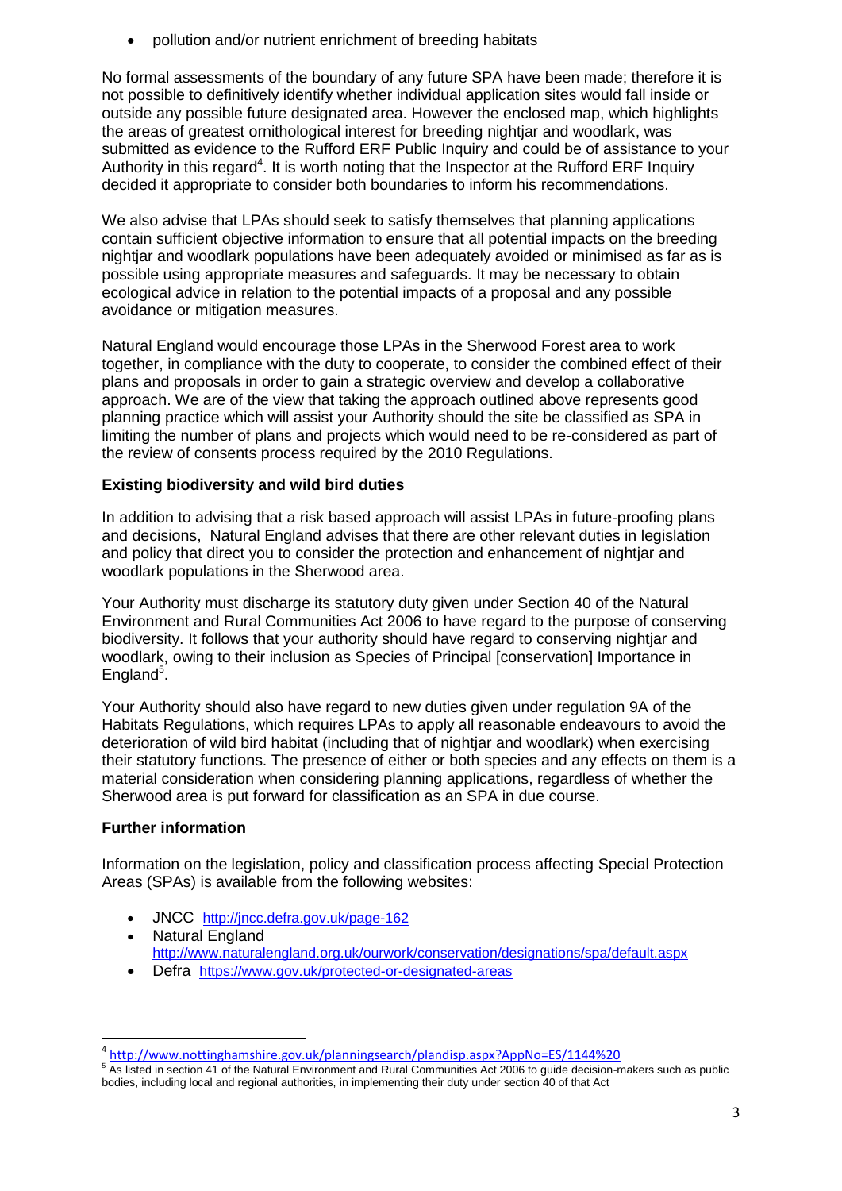- pollution and/or nutrient enrichment of breeding habitats

No formal assessments of the boundary of any future SPA have been made; therefore it is not possible to definitively identify whether individual application sites would fall inside or outside any possible future designated area. However the enclosed map, which highlights the areas of greatest ornithological interest for breeding nightjar and woodlark, was submitted as evidence to the Rufford ERF Public Inquiry and could be of assistance to your Authority in this regard[4]. It is worth noting that the Inspector at the Rufford ERF Inquiry decided it appropriate to consider both boundaries to inform his recommendations.

We also advise that LPAs should seek to satisfy themselves that planning applications contain sufficient objective information to ensure that all potential impacts on the breeding nightjar and woodlark populations have been adequately avoided or minimised as far as is possible using appropriate measures and safeguards. It may be necessary to obtain ecological advice in relation to the potential impacts of a proposal and any possible avoidance or mitigation measures.

Natural England would encourage those LPAs in the Sherwood Forest area to work together, in compliance with the duty to cooperate, to consider the combined effect of their plans and proposals in order to gain a strategic overview and develop a collaborative approach. We are of the view that taking the approach outlined above represents good planning practice which will assist your Authority should the site be classified as SPA in limiting the number of plans and projects which would need to be re-considered as part of the review of consents process required by the 2010 Regulations.

**Existing biodiversity and wild bird duties**

In addition to advising that a risk based approach will assist LPAs in future-proofing plans and decisions, Natural England advises that there are other relevant duties in legislation and policy that direct you to consider the protection and enhancement of nightjar and woodlark populations in the Sherwood area.

Your Authority must discharge its statutory duty given under Section 40 of the Natural Environment and Rural Communities Act 2006 to have regard to the purpose of conserving biodiversity. It follows that your authority should have regard to conserving nightjar and woodlark, owing to their inclusion as Species of Principal [conservation] Importance in England[5].

Your Authority should also have regard to new duties given under regulation 9A of the Habitats Regulations, which requires LPAs to apply all reasonable endeavours to avoid the deterioration of wild bird habitat (including that of nightjar and woodlark) when exercising their statutory functions. The presence of either or both species and any effects on them is a material consideration when considering planning applications, regardless of whether the Sherwood area is put forward for classification as an SPA in due course.

**Further information**

Information on the legislation, policy and classification process affecting Special Protection Areas (SPAs) is available from the following websites:

- JNCC http://jncc.defra.gov.uk/page-162
- Natural England http://www.naturalengland.org.uk/ourwork/conservation/designations/spa/default.aspx
- Defra https://www.gov.uk/protected-or-designated-areas

---

[4] http://www.nottinghamshire.gov.uk/planningsearch/plandisp.aspx?AppNo=ES/1144%20

[5] As listed in section 41 of the Natural Environment and Rural Communities Act 2006 to guide decision-makers such as public bodies, including local and regional authorities, in implementing their duty under section 40 of that Act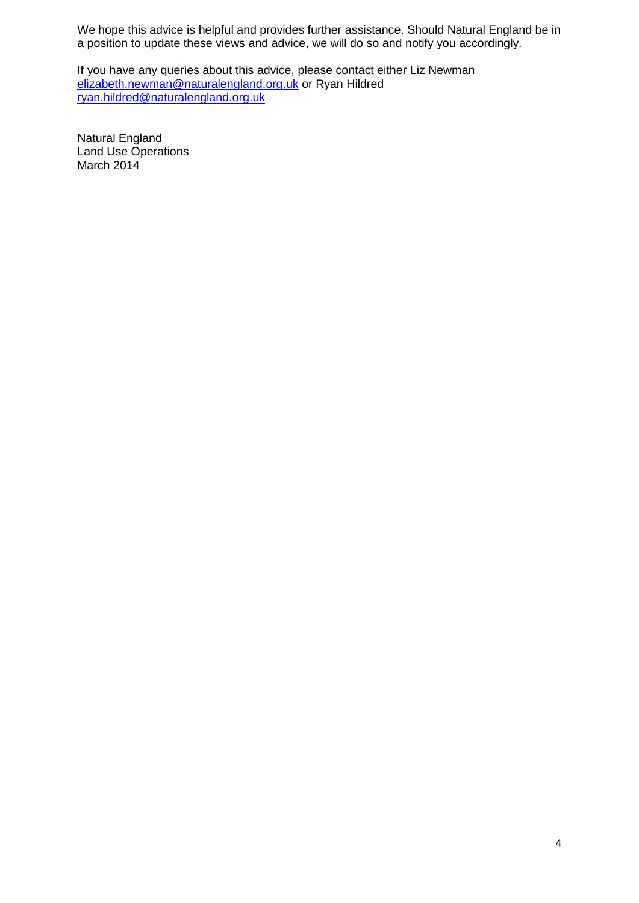We hope this advice is helpful and provides further assistance. Should Natural England be in a position to update these views and advice, we will do so and notify you accordingly.

If you have any queries about this advice, please contact either Liz Newman elizabeth.newman@naturalengland.org.uk or Ryan Hildred ryan.hildred@naturalengland.org.uk

Natural England  
Land Use Operations  
March 2014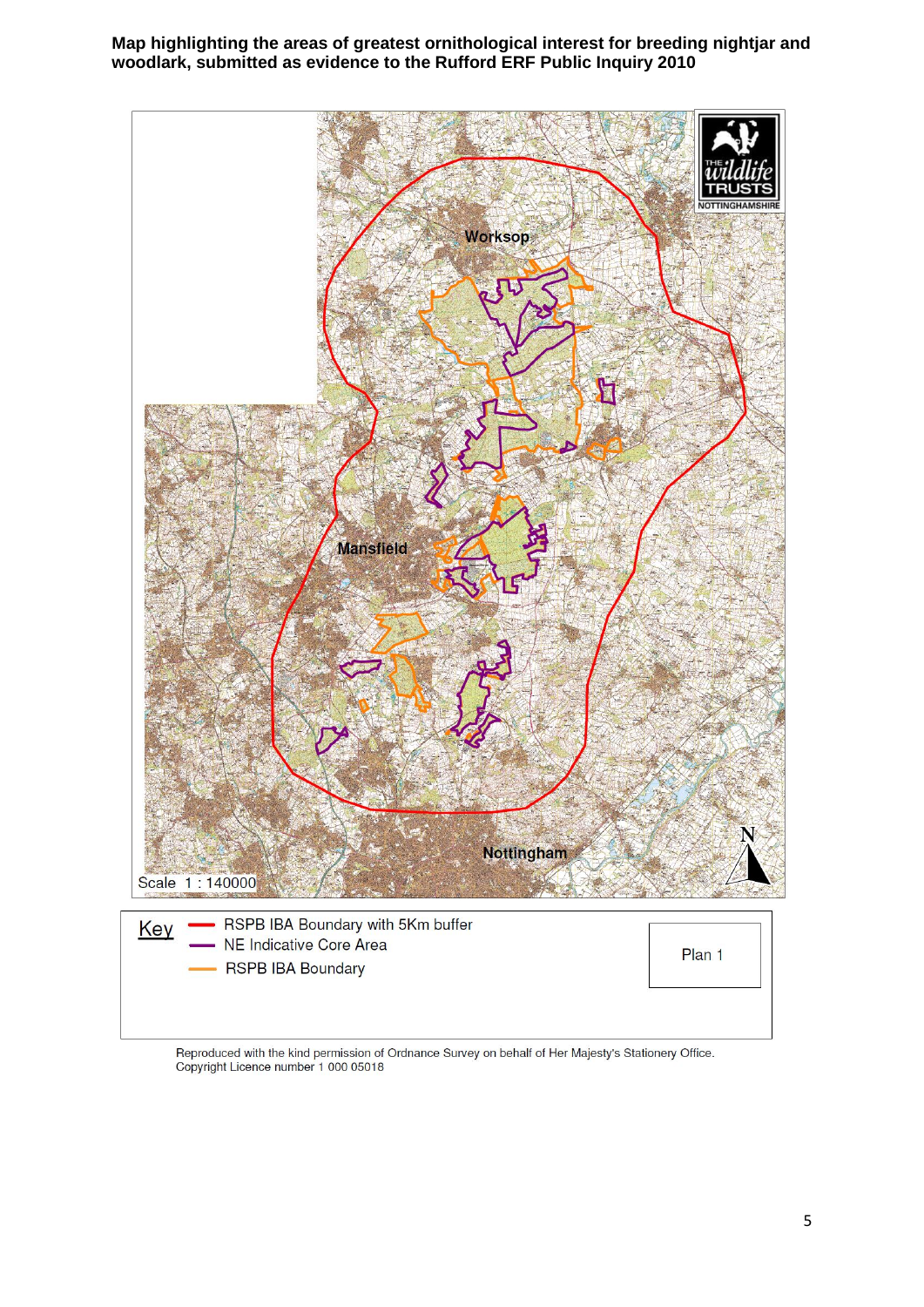**Map highlighting the areas of greatest ornithological interest for breeding nightjar and woodlark, submitted as evidence to the Rufford ERF Public Inquiry 2010**

THE wildlife TRUSTS
NOTTINGHAMSHIRE

Worksop

Mansfield

Nottingham

N

Scale 1 : 140000

Key
RSPB IBA Boundary with 5Km buffer
NE Indicative Core Area
RSPB IBA Boundary

Plan 1

Reproduced with the kind permission of Ordnance Survey on behalf of Her Majesty's Stationery Office.
Copyright Licence number 1 000 05018